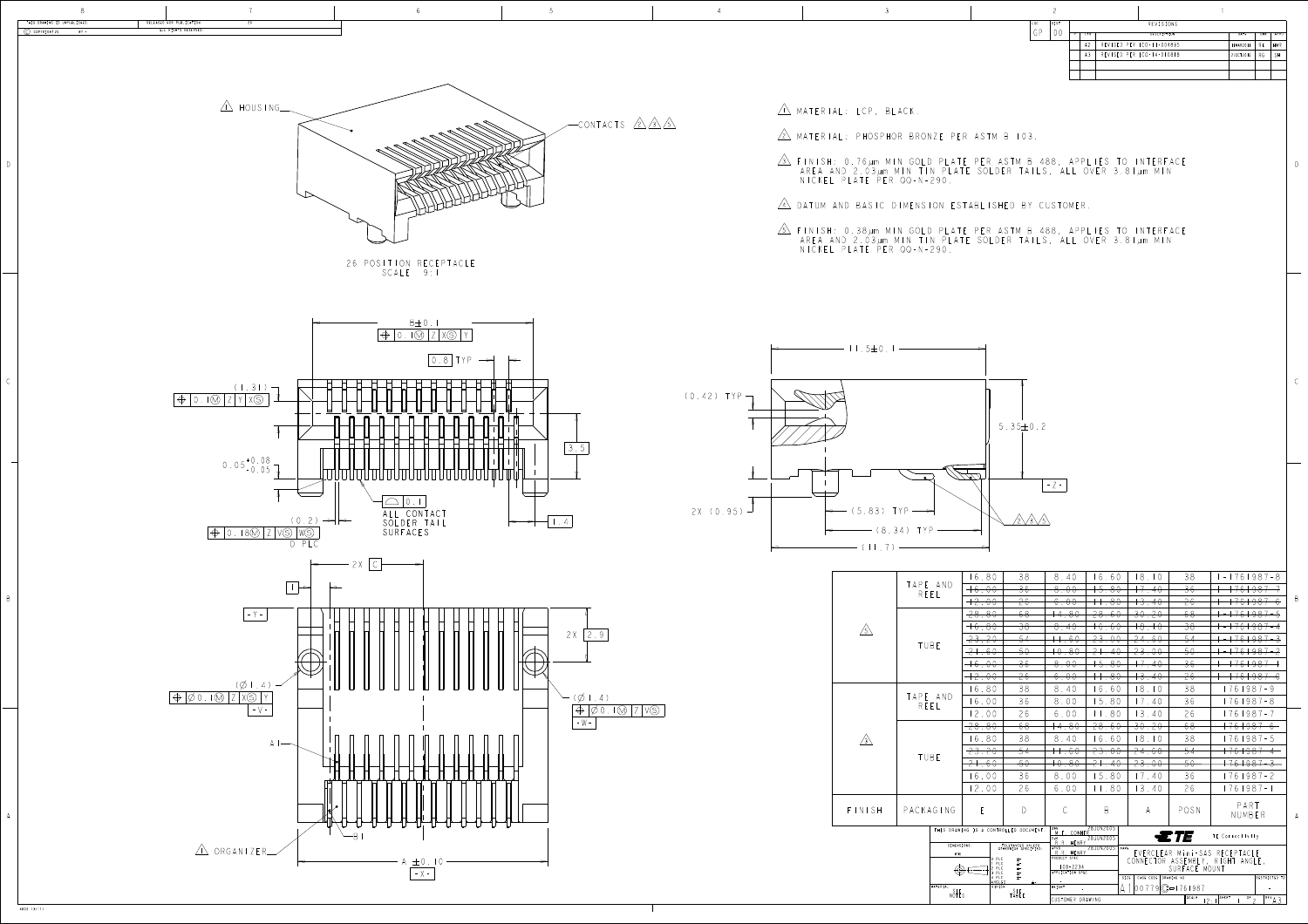THIS DRAWING IS UNPUBLISHED. RELEASED FOR PUBLICATION ALL RIGHTS RESERVED.

| LTR | DESCRIPTION | DATE | DWN | APVD |
|---|---|---|---|---|
| A2 | REVISED PER ECO-11-004885 | | | |
| A3 | REVISED PER ECO-14-010818 | | | |

1. MATERIAL: LCP, BLACK.
2. MATERIAL: PHOSPHOR BRONZE PER ASTM B 103.
3. FINISH: 0.76µm MIN GOLD PLATE PER ASTM B 488, APPLIES TO INTERFACE AREA AND 2.03µm MIN TIN PLATE SOLDER TAILS, ALL OVER 3.81µm MIN NICKEL PLATE PER QQ-N-290.
4. DATUM AND BASIC DIMENSION ESTABLISHED BY CUSTOMER.
5. FINISH: 0.38µm MIN GOLD PLATE PER ASTM B 488, APPLIES TO INTERFACE AREA AND 2.03µm MIN TIN PLATE SOLDER TAILS, ALL OVER 3.81µm MIN NICKEL PLATE PER QQ-N-290.

HOUSING (1)

CONTACTS (2)(3)(5)

26 POSITION RECEPTACLE
SCALE 9:1

ORGANIZER (1)

| FINISH | PACKAGING | E | D | C | B | A | POSN | PART NUMBER |
|---|---|---|---|---|---|---|---|---|
| 5 | TAPE AND REEL | 16.80 | 38 | 8.40 | 16.60 | 18.10 | 38 | 1-1761987-8 |
| | | ~~16.00~~ | ~~36~~ | ~~8.00~~ | ~~15.80~~ | ~~17.40~~ | ~~36~~ | ~~1-1761987-7~~ |
| | | ~~12.00~~ | ~~26~~ | ~~6.00~~ | ~~11.80~~ | ~~13.40~~ | ~~26~~ | ~~1-1761987-6~~ |
| | TUBE | ~~29.80~~ | ~~68~~ | ~~14.80~~ | ~~28.60~~ | ~~30.20~~ | ~~68~~ | ~~1-1761987-5~~ |
| | | ~~16.80~~ | ~~38~~ | ~~8.40~~ | ~~16.60~~ | ~~18.10~~ | ~~38~~ | ~~1-1761987-4~~ |
| | | ~~23.20~~ | ~~54~~ | ~~11.60~~ | ~~23.00~~ | ~~24.60~~ | ~~54~~ | ~~1-1761987-3~~ |
| | | ~~21.60~~ | ~~50~~ | ~~10.80~~ | ~~21.40~~ | ~~23.00~~ | ~~50~~ | ~~1-1761987-2~~ |
| | | ~~16.00~~ | ~~36~~ | ~~8.00~~ | ~~15.80~~ | ~~17.40~~ | ~~36~~ | ~~1-1761987-1~~ |
| | | ~~12.00~~ | ~~26~~ | ~~6.00~~ | ~~11.80~~ | ~~13.40~~ | ~~26~~ | ~~1-1761987-0~~ |
| 3 | TAPE AND REEL | 16.80 | 38 | 8.40 | 16.60 | 18.10 | 38 | 1761987-9 |
| | | 16.00 | 36 | 8.00 | 15.80 | 17.40 | 36 | 1761987-8 |
| | | 12.00 | 26 | 6.00 | 11.80 | 13.40 | 26 | 1761987-7 |
| | TUBE | ~~29.80~~ | ~~68~~ | ~~14.80~~ | ~~28.60~~ | ~~30.20~~ | ~~68~~ | ~~1761987-6~~ |
| | | 16.80 | 38 | 8.40 | 16.60 | 18.10 | 38 | 1761987-5 |
| | | ~~23.20~~ | ~~54~~ | ~~11.60~~ | ~~23.00~~ | ~~24.60~~ | ~~54~~ | ~~1761987-4~~ |
| | | ~~21.60~~ | ~~50~~ | ~~10.80~~ | ~~21.40~~ | ~~23.00~~ | ~~50~~ | ~~1761987-3~~ |
| | | 16.00 | 36 | 8.00 | 15.80 | 17.40 | 36 | 1761987-2 |
| | | 12.00 | 26 | 6.00 | 11.80 | 13.40 | 26 | 1761987-1 |

THIS DRAWING IS A CONTROLLED DOCUMENT.

DWN: M.E. CONNER 28JUN2005
CHK: J.L. HENRY 28JUN2005
APVD: J.L. HENRY 28JUN2005
PRODUCT SPEC: 108-2234

TE Connectivity

NAME: EVERCLEAR Mini-SAS RECEPTACLE CONNECTOR ASSEMBLY, RIGHT ANGLE, SURFACE MOUNT

SIZE: A1 | CAGE CODE: 00779 | DRAWING NO: C-1761987 | SCALE: 12:1 | SHEET 1 OF 2 | REV A3

CUSTOMER DRAWING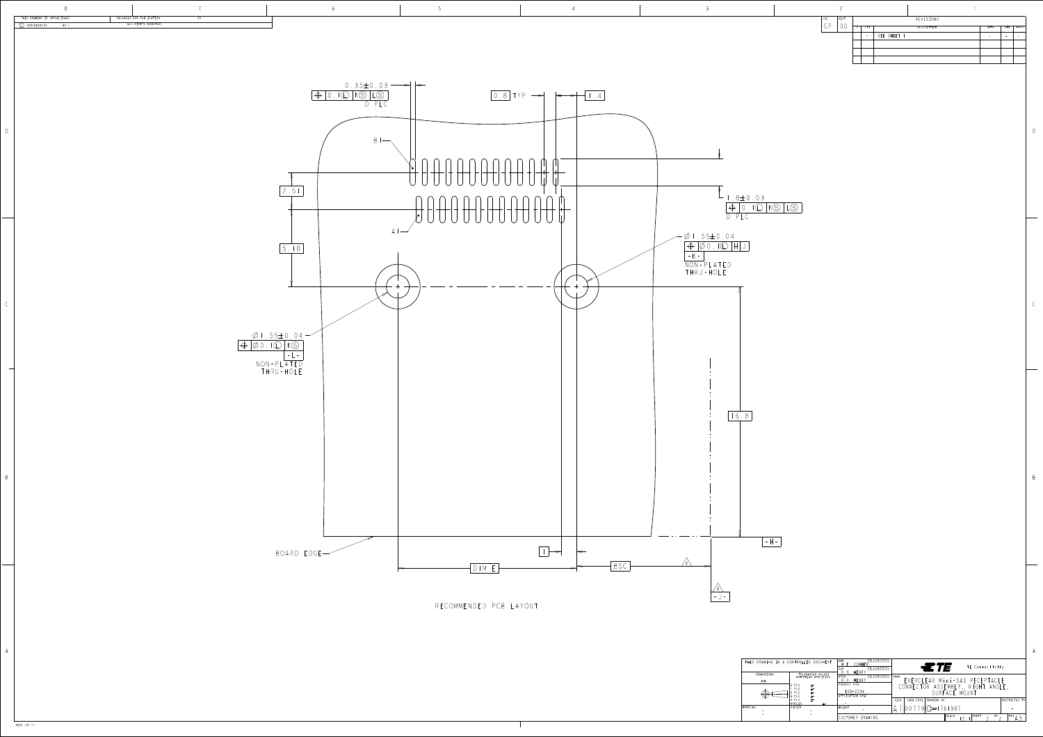THIS DRAWING IS UNPUBLISHED. RELEASED FOR PUBLICATION 20
© COPYRIGHT 20 BY - ALL RIGHTS RESERVED.

| LOC | DIST | REVISIONS | | | | |
|---|---|---|---|---|---|---|
| GP | 00 | | | | | |
| | | LTR | DESCRIPTION | DATE | DWN | APVD |
| | | - | SEE SHEET 1 | - | - | - |

0.35±0.03
⊕ 0.1 Ⓛ K Ⓢ L Ⓢ
D PLC

0.8 TYP

1.4

B1

A1

2.51

5.18

1.8±0.03
⊕ 0.1 Ⓛ K Ⓢ L Ⓢ
D PLC

Ø1.55±0.04
⊕ Ø0.1 Ⓛ H J
-K-
NON-PLATED
THRU-HOLE

Ø1.55±0.04
⊕ Ø0.1 Ⓛ K Ⓢ
-L-
NON-PLATED
THRU-HOLE

16.8

BOARD EDGE

1

DIM E

BSC

4

-H-

4
-J-

RECOMMENDED PCB LAYOUT

| THIS DRAWING IS A CONTROLLED DOCUMENT. | | DWN M.E. CONNER 28JUN2005 | TE Connectivity | |
|---|---|---|---|---|
| DIMENSIONS: mm | TOLERANCES UNLESS OTHERWISE SPECIFIED: 0 PLC ±- 1 PLC ±- 2 PLC ±- 3 PLC ±- 4 PLC ±- ANGLES ±- | CHK R.D. HENRY 28JUN2005 | NAME EVERCLEAR Mini-SAS RECEPTACLE CONNECTOR ASSEMBLY, RIGHT ANGLE, SURFACE MOUNT | |
| | | APVD R.D. HENRY 28JUN2005 | | |
| | | PRODUCT SPEC 108-2234 | | |
| | | APPLICATION SPEC - | SIZE A1 CAGE CODE 00779 DRAWING NO C-1761987 | RESTRICTED TO - |
| MATERIAL - | FINISH - | WEIGHT - | | |
| | | CUSTOMER DRAWING | SCALE 12:1 SHEET 2 OF 2 | REV A3 |

4805 (3/11)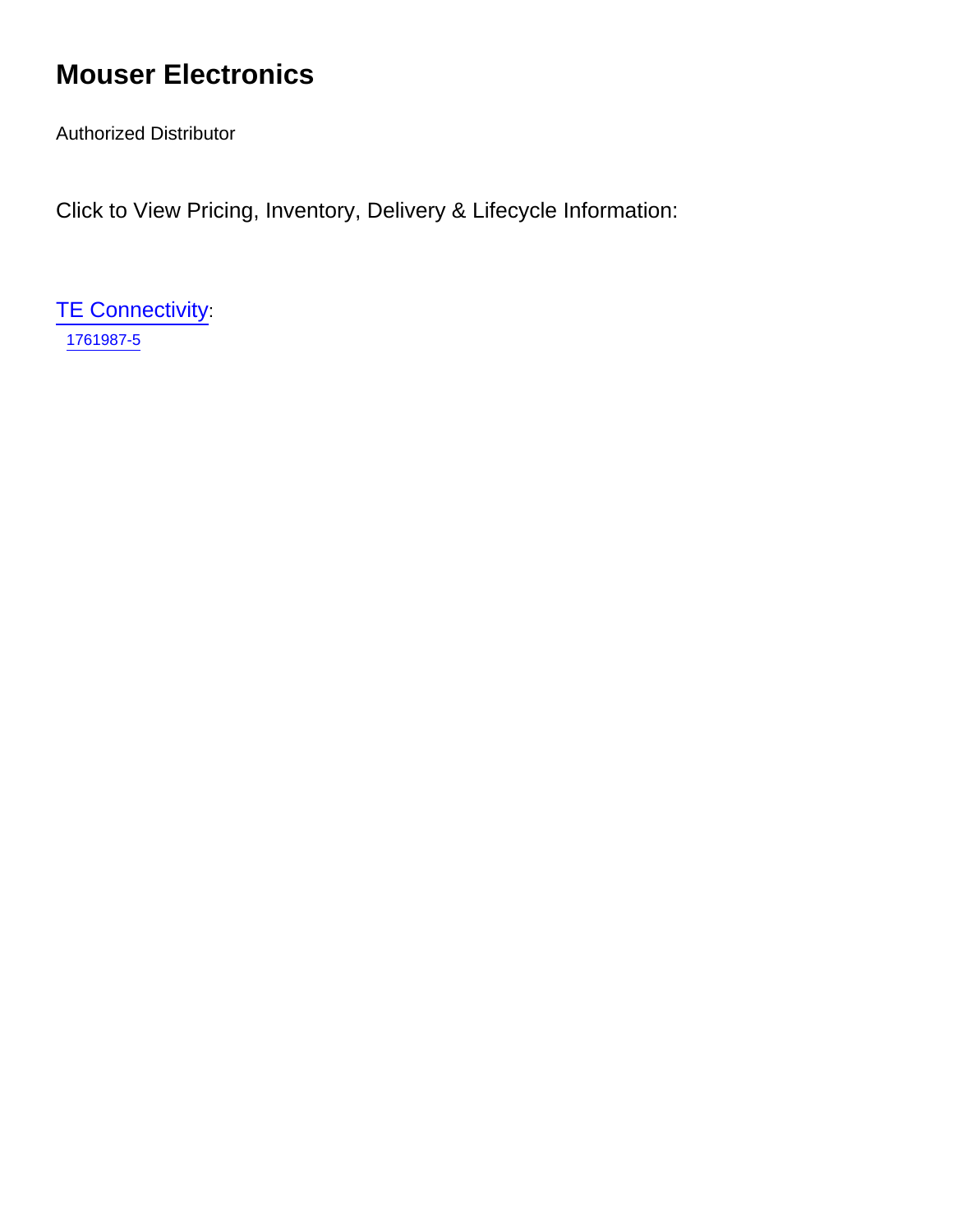# Mouser Electronics

Authorized Distributor

Click to View Pricing, Inventory, Delivery & Lifecycle Information:

TE Connectivity:

1761987-5